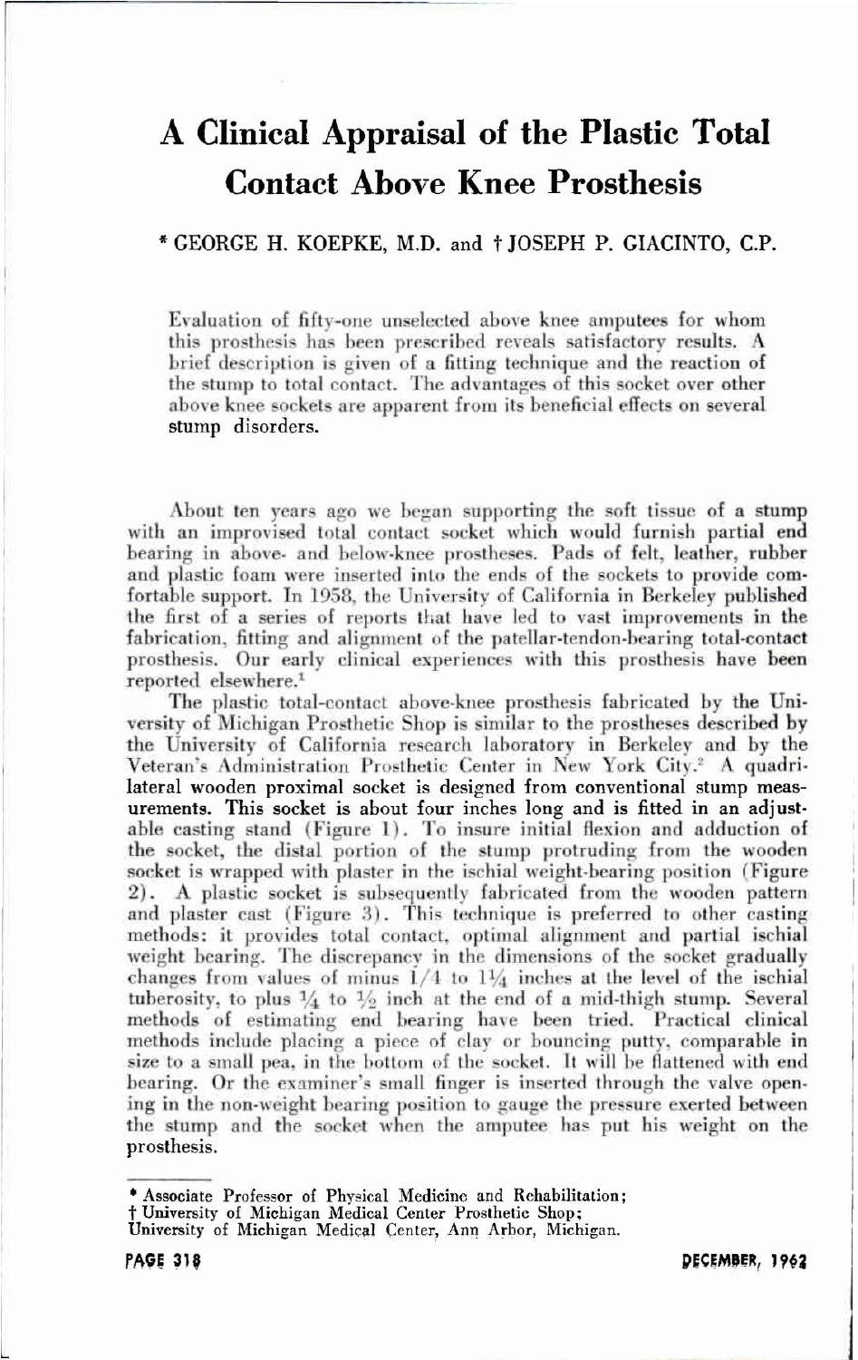# A Clinical Appraisal of the Plastic Total Contact Above Knee Prosthesis

\* GEORGE H. KOEPKE, M.D. and † JOSEPH P. GIACINTO, C.P.

Evaluation of fifty-one unselected above knee amputees for whom this prosthesis has been prescribed reveals satisfactory results. A brief description is given of a fitting technique and the reaction of the stump to total contact. The advantages of this socket over other above knee sockets are apparent from its beneficial effects on several stump disorders.

About ten years ago we began supporting the soft tissue of a stump with an improvised total contact socket which would furnish partial end bearing in above- and below-knee prostheses. Pads of felt, leather, rubber and plastic foam were inserted into the ends of the sockets to provide comfortable support. In 1958, the University of California in Berkeley published the first of a series of reports that have led to vast improvements in the fabrication, fitting and alignment of the patellar-tendon-bearing total-contact prosthesis. Our early clinical experiences with this prosthesis have been reported elsewhere.[1]

The plastic total-contact above-knee prosthesis fabricated by the University of Michigan Prosthetic Shop is similar to the prostheses described by the University of California research laboratory in Berkeley and by the Veteran's Administration Prosthetic Center in New York City.[2] A quadrilateral wooden proximal socket is designed from conventional stump measurements. This socket is about four inches long and is fitted in an adjustable casting stand (Figure 1). To insure initial flexion and adduction of the socket, the distal portion of the stump protruding from the wooden socket is wrapped with plaster in the ischial weight-bearing position (Figure 2). A plastic socket is subsequently fabricated from the wooden pattern and plaster cast (Figure 3). This technique is preferred to other casting methods: it provides total contact, optimal alignment and partial ischial weight bearing. The discrepancy in the dimensions of the socket gradually changes from values of minus 1/4 to 1¼ inches at the level of the ischial tuberosity, to plus ¼ to ½ inch at the end of a mid-thigh stump. Several methods of estimating end bearing have been tried. Practical clinical methods include placing a piece of clay or bouncing putty, comparable in size to a small pea, in the bottom of the socket. It will be flattened with end bearing. Or the examiner's small finger is inserted through the valve opening in the non-weight bearing position to gauge the pressure exerted between the stump and the socket when the amputee has put his weight on the prosthesis.

---

\* Associate Professor of Physical Medicine and Rehabilitation;
† University of Michigan Medical Center Prosthetic Shop;
University of Michigan Medical Center, Ann Arbor, Michigan.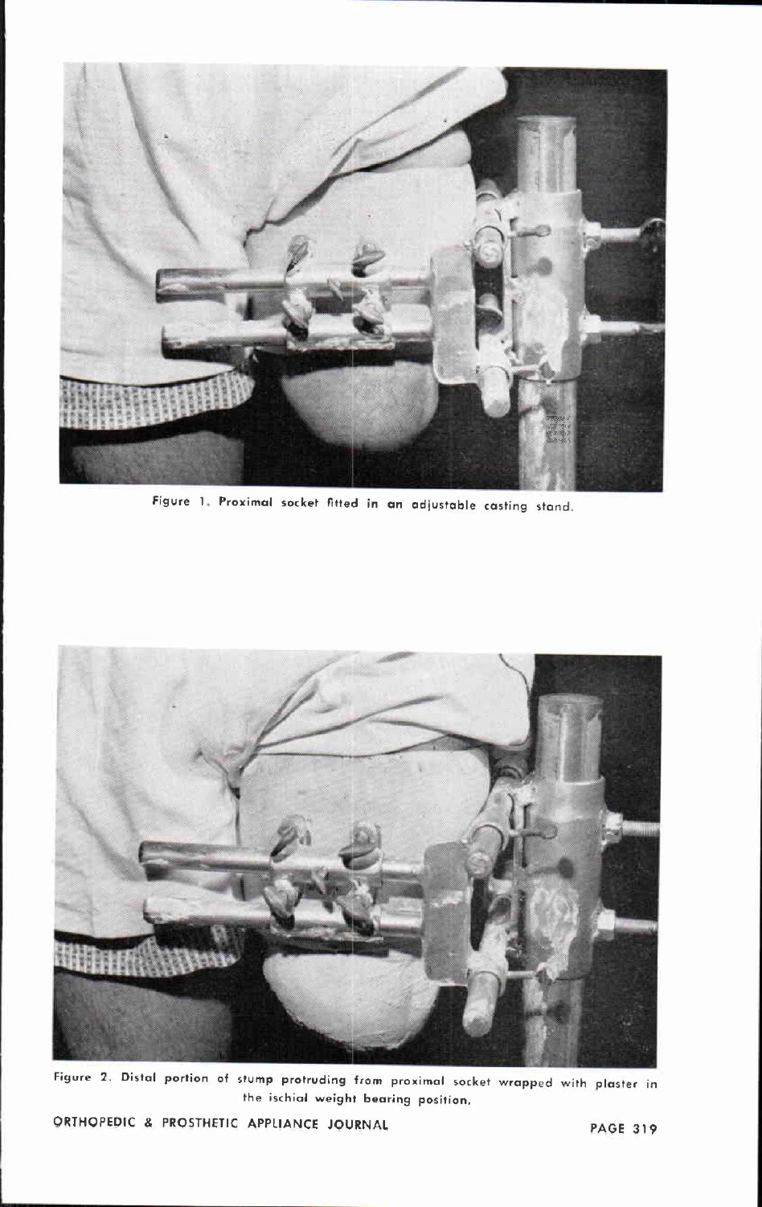Figure 1. Proximal socket fitted in an adjustable casting stand.

Figure 2. Distal portion of stump protruding from proximal socket wrapped with plaster in the ischial weight bearing position.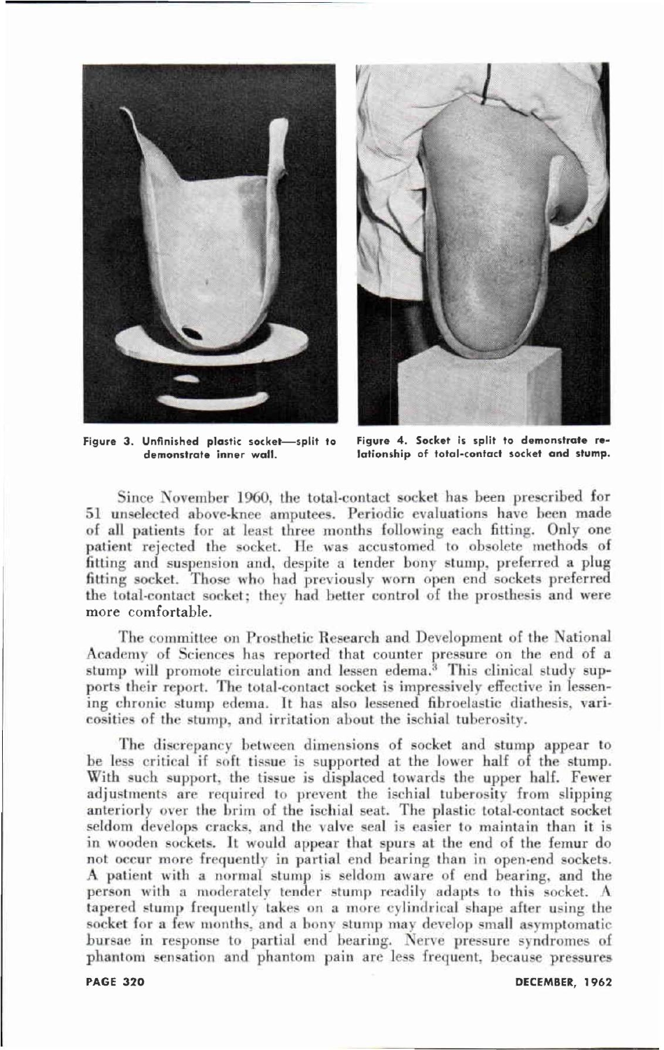Figure 3. Unfinished plastic socket—split to demonstrate inner wall.

Figure 4. Socket is split to demonstrate relationship of total-contact socket and stump.

Since November 1960, the total-contact socket has been prescribed for 51 unselected above-knee amputees. Periodic evaluations have been made of all patients for at least three months following each fitting. Only one patient rejected the socket. He was accustomed to obsolete methods of fitting and suspension and, despite a tender bony stump, preferred a plug fitting socket. Those who had previously worn open end sockets preferred the total-contact socket; they had better control of the prosthesis and were more comfortable.

The committee on Prosthetic Research and Development of the National Academy of Sciences has reported that counter pressure on the end of a stump will promote circulation and lessen edema.[3] This clinical study supports their report. The total-contact socket is impressively effective in lessening chronic stump edema. It has also lessened fibroelastic diathesis, varicosities of the stump, and irritation about the ischial tuberosity.

The discrepancy between dimensions of socket and stump appear to be less critical if soft tissue is supported at the lower half of the stump. With such support, the tissue is displaced towards the upper half. Fewer adjustments are required to prevent the ischial tuberosity from slipping anteriorly over the brim of the ischial seat. The plastic total-contact socket seldom develops cracks, and the valve seal is easier to maintain than it is in wooden sockets. It would appear that spurs at the end of the femur do not occur more frequently in partial end bearing than in open-end sockets. A patient with a normal stump is seldom aware of end bearing, and the person with a moderately tender stump readily adapts to this socket. A tapered stump frequently takes on a more cylindrical shape after using the socket for a few months, and a bony stump may develop small asymptomatic bursae in response to partial end bearing. Nerve pressure syndromes of phantom sensation and phantom pain are less frequent, because pressures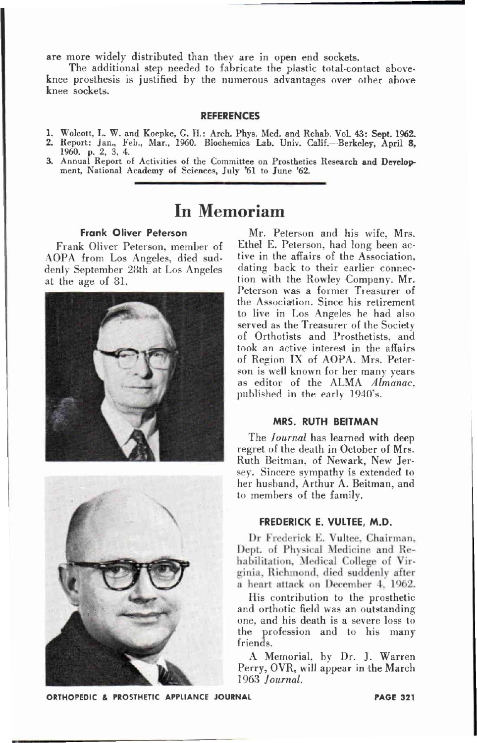are more widely distributed than they are in open end sockets.

The additional step needed to fabricate the plastic total-contact above-knee prosthesis is justified by the numerous advantages over other above knee sockets.

### REFERENCES

1. Wolcott, L. W. and Koepke, G. H.: Arch. Phys. Med. and Rehab. Vol. 43: Sept. 1962.
2. Report: Jan., Feb., Mar., 1960. Biochemics Lab. Univ. Calif.—Berkeley, April 8, 1960. p. 2, 3, 4.
3. Annual Report of Activities of the Committee on Prosthetics Research and Development, National Academy of Sciences, July '61 to June '62.

# In Memoriam

### Frank Oliver Peterson

Frank Oliver Peterson, member of AOPA from Los Angeles, died suddenly September 28th at Los Angeles at the age of 81.

Mr. Peterson and his wife, Mrs. Ethel E. Peterson, had long been active in the affairs of the Association, dating back to their earlier connection with the Rowley Company. Mr. Peterson was a former Treasurer of the Association. Since his retirement to live in Los Angeles he had also served as the Treasurer of the Society of Orthotists and Prosthetists, and took an active interest in the affairs of Region IX of AOPA. Mrs. Peterson is well known for her many years as editor of the ALMA *Almanac*, published in the early 1940's.

### MRS. RUTH BEITMAN

The *Journal* has learned with deep regret of the death in October of Mrs. Ruth Beitman, of Newark, New Jersey. Sincere sympathy is extended to her husband, Arthur A. Beitman, and to members of the family.

### FREDERICK E. VULTEE, M.D.

Dr Frederick E. Vultee, Chairman, Dept. of Physical Medicine and Rehabilitation, Medical College of Virginia, Richmond, died suddenly after a heart attack on December 4, 1962.

His contribution to the prosthetic and orthotic field was an outstanding one, and his death is a severe loss to the profession and to his many friends.

A Memorial, by Dr. J. Warren Perry, OVR, will appear in the March 1963 *Journal*.